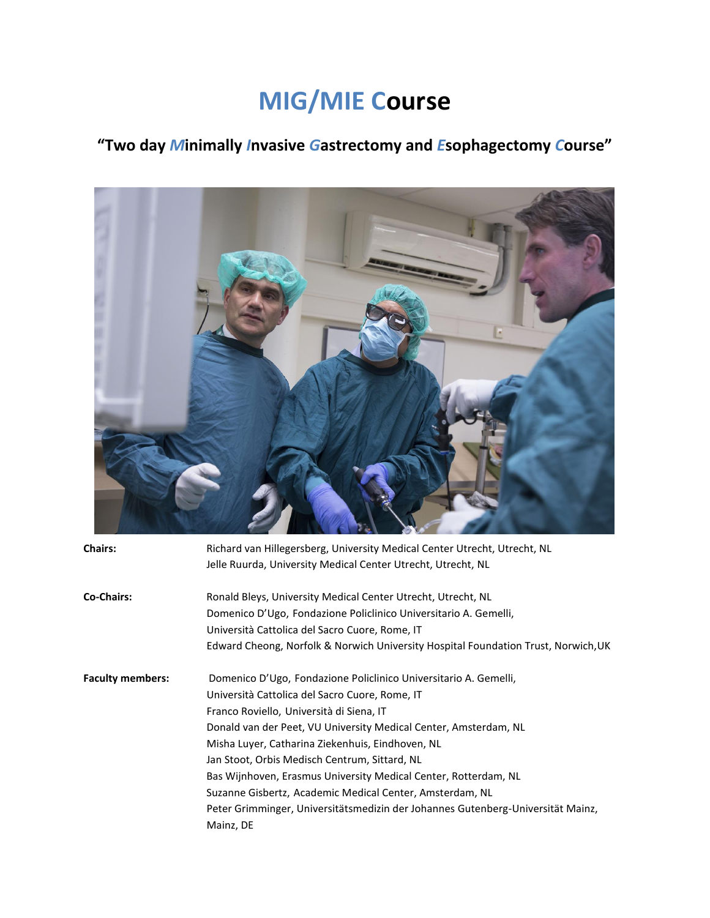# MIG/MIE Course

## "Two day *M*inimally *I*nvasive *G*astrectomy and *E*sophagectomy *C*ourse"

**Chairs:**

Richard van Hillegersberg, University Medical Center Utrecht, Utrecht, NL
Jelle Ruurda, University Medical Center Utrecht, Utrecht, NL

**Co-Chairs:**

Ronald Bleys, University Medical Center Utrecht, Utrecht, NL
Domenico D'Ugo, Fondazione Policlinico Universitario A. Gemelli, Università Cattolica del Sacro Cuore, Rome, IT
Edward Cheong, Norfolk & Norwich University Hospital Foundation Trust, Norwich,UK

**Faculty members:**

Domenico D'Ugo, Fondazione Policlinico Universitario A. Gemelli, Università Cattolica del Sacro Cuore, Rome, IT
Franco Roviello, Università di Siena, IT
Donald van der Peet, VU University Medical Center, Amsterdam, NL
Misha Luyer, Catharina Ziekenhuis, Eindhoven, NL
Jan Stoot, Orbis Medisch Centrum, Sittard, NL
Bas Wijnhoven, Erasmus University Medical Center, Rotterdam, NL
Suzanne Gisbertz, Academic Medical Center, Amsterdam, NL
Peter Grimminger, Universitätsmedizin der Johannes Gutenberg-Universität Mainz, Mainz, DE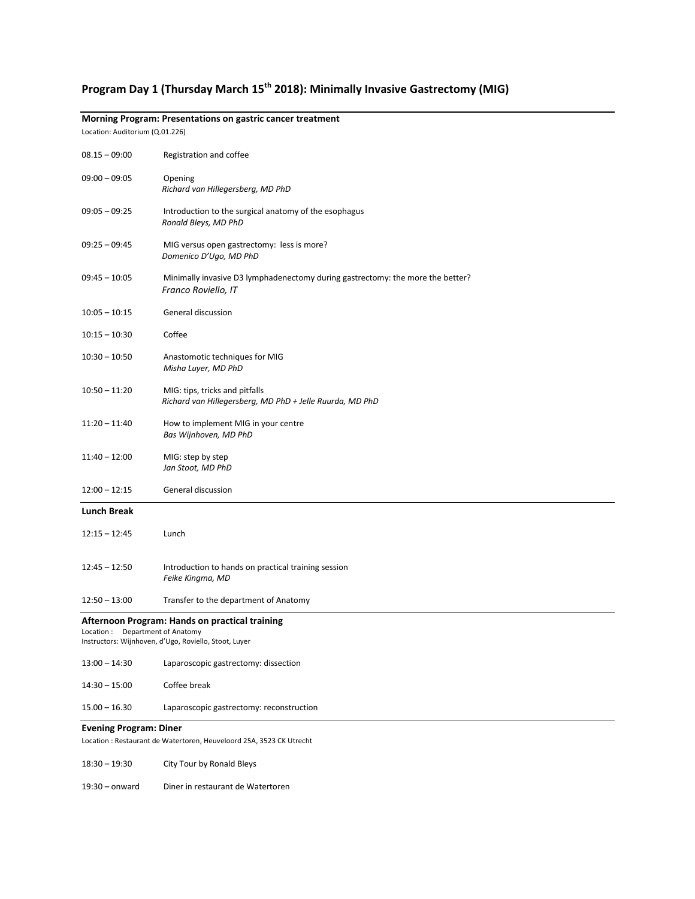# Program Day 1 (Thursday March 15th 2018): Minimally Invasive Gastrectomy (MIG)

## Morning Program: Presentations on gastric cancer treatment

Location: Auditorium (Q.01.226)

| | |
|---|---|
| 08.15 – 09:00 | Registration and coffee |
| 09:00 – 09:05 | Opening<br>*Richard van Hillegersberg, MD PhD* |
| 09:05 – 09:25 | Introduction to the surgical anatomy of the esophagus<br>*Ronald Bleys, MD PhD* |
| 09:25 – 09:45 | MIG versus open gastrectomy: less is more?<br>*Domenico D'Ugo, MD PhD* |
| 09:45 – 10:05 | Minimally invasive D3 lymphadenectomy during gastrectomy: the more the better?<br>*Franco Roviello, IT* |
| 10:05 – 10:15 | General discussion |
| 10:15 – 10:30 | Coffee |
| 10:30 – 10:50 | Anastomotic techniques for MIG<br>*Misha Luyer, MD PhD* |
| 10:50 – 11:20 | MIG: tips, tricks and pitfalls<br>*Richard van Hillegersberg, MD PhD + Jelle Ruurda, MD PhD* |
| 11:20 – 11:40 | How to implement MIG in your centre<br>*Bas Wijnhoven, MD PhD* |
| 11:40 – 12:00 | MIG: step by step<br>*Jan Stoot, MD PhD* |
| 12:00 – 12:15 | General discussion |

## Lunch Break

| | |
|---|---|
| 12:15 – 12:45 | Lunch |
| 12:45 – 12:50 | Introduction to hands on practical training session<br>*Feike Kingma, MD* |
| 12:50 – 13:00 | Transfer to the department of Anatomy |

## Afternoon Program: Hands on practical training

Location : Department of Anatomy
Instructors: Wijnhoven, d'Ugo, Roviello, Stoot, Luyer

| | |
|---|---|
| 13:00 – 14:30 | Laparoscopic gastrectomy: dissection |
| 14:30 – 15:00 | Coffee break |
| 15.00 – 16.30 | Laparoscopic gastrectomy: reconstruction |

## Evening Program: Diner

Location : Restaurant de Watertoren, Heuveloord 25A, 3523 CK Utrecht

| | |
|---|---|
| 18:30 – 19:30 | City Tour by Ronald Bleys |
| 19:30 – onward | Diner in restaurant de Watertoren |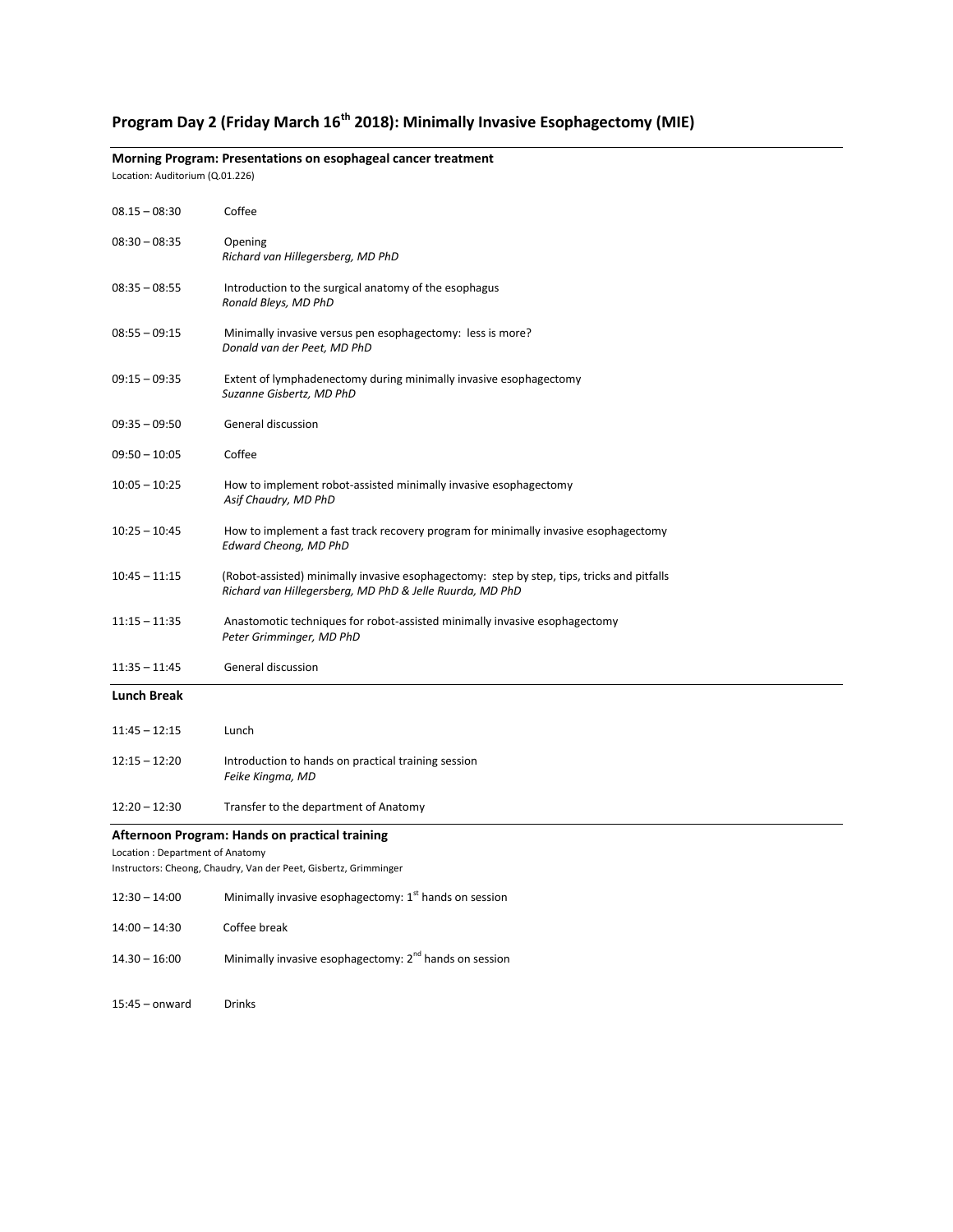# Program Day 2 (Friday March 16th 2018): Minimally Invasive Esophagectomy (MIE)

## Morning Program: Presentations on esophageal cancer treatment

Location: Auditorium (Q.01.226)

| | |
|---|---|
| 08.15 – 08:30 | Coffee |
| 08:30 – 08:35 | Opening<br>*Richard van Hillegersberg, MD PhD* |
| 08:35 – 08:55 | Introduction to the surgical anatomy of the esophagus<br>*Ronald Bleys, MD PhD* |
| 08:55 – 09:15 | Minimally invasive versus pen esophagectomy: less is more?<br>*Donald van der Peet, MD PhD* |
| 09:15 – 09:35 | Extent of lymphadenectomy during minimally invasive esophagectomy<br>*Suzanne Gisbertz, MD PhD* |
| 09:35 – 09:50 | General discussion |
| 09:50 – 10:05 | Coffee |
| 10:05 – 10:25 | How to implement robot-assisted minimally invasive esophagectomy<br>*Asif Chaudry, MD PhD* |
| 10:25 – 10:45 | How to implement a fast track recovery program for minimally invasive esophagectomy<br>*Edward Cheong, MD PhD* |
| 10:45 – 11:15 | (Robot-assisted) minimally invasive esophagectomy: step by step, tips, tricks and pitfalls<br>*Richard van Hillegersberg, MD PhD & Jelle Ruurda, MD PhD* |
| 11:15 – 11:35 | Anastomotic techniques for robot-assisted minimally invasive esophagectomy<br>*Peter Grimminger, MD PhD* |
| 11:35 – 11:45 | General discussion |

## Lunch Break

| | |
|---|---|
| 11:45 – 12:15 | Lunch |
| 12:15 – 12:20 | Introduction to hands on practical training session<br>*Feike Kingma, MD* |
| 12:20 – 12:30 | Transfer to the department of Anatomy |

## Afternoon Program: Hands on practical training

Location : Department of Anatomy

Instructors: Cheong, Chaudry, Van der Peet, Gisbertz, Grimminger

| | |
|---|---|
| 12:30 – 14:00 | Minimally invasive esophagectomy: 1st hands on session |
| 14:00 – 14:30 | Coffee break |
| 14.30 – 16:00 | Minimally invasive esophagectomy: 2nd hands on session |
| 15:45 – onward | Drinks |